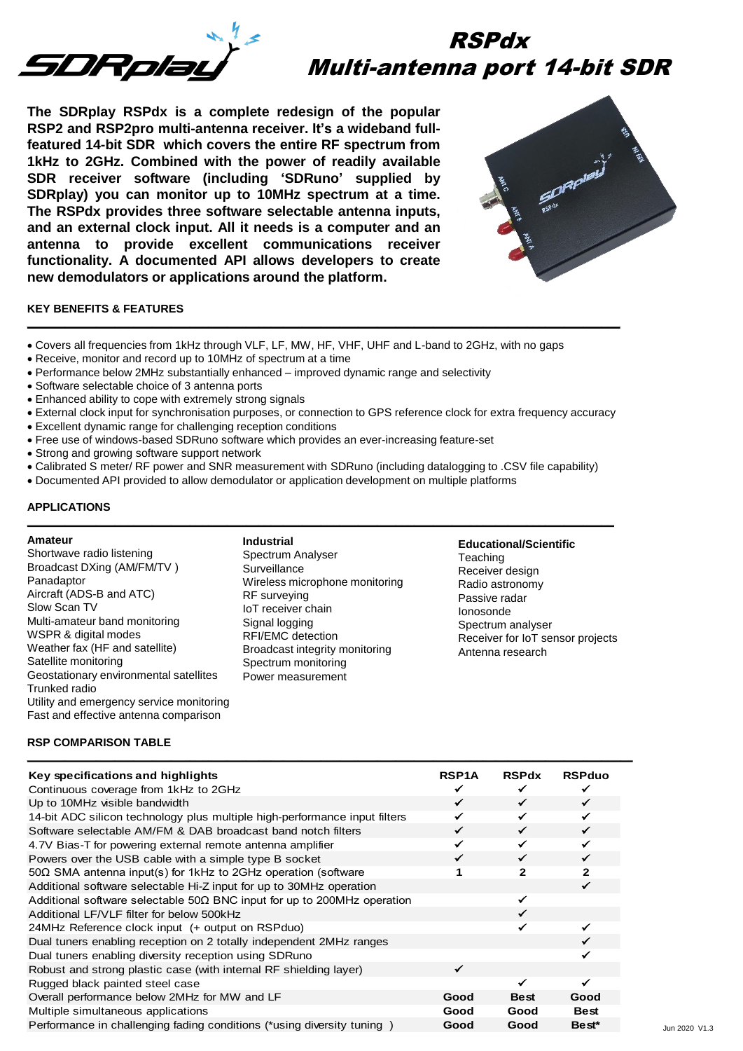# RSPdx
## Multi-antenna port 14-bit SDR

**The SDRplay RSPdx is a complete redesign of the popular RSP2 and RSP2pro multi-antenna receiver. It's a wideband full-featured 14-bit SDR which covers the entire RF spectrum from 1kHz to 2GHz. Combined with the power of readily available SDR receiver software (including 'SDRuno' supplied by SDRplay) you can monitor up to 10MHz spectrum at a time. The RSPdx provides three software selectable antenna inputs, and an external clock input. All it needs is a computer and an antenna to provide excellent communications receiver functionality. A documented API allows developers to create new demodulators or applications around the platform.**

### KEY BENEFITS & FEATURES

- Covers all frequencies from 1kHz through VLF, LF, MW, HF, VHF, UHF and L-band to 2GHz, with no gaps
- Receive, monitor and record up to 10MHz of spectrum at a time
- Performance below 2MHz substantially enhanced – improved dynamic range and selectivity
- Software selectable choice of 3 antenna ports
- Enhanced ability to cope with extremely strong signals
- External clock input for synchronisation purposes, or connection to GPS reference clock for extra frequency accuracy
- Excellent dynamic range for challenging reception conditions
- Free use of windows-based SDRuno software which provides an ever-increasing feature-set
- Strong and growing software support network
- Calibrated S meter/ RF power and SNR measurement with SDRuno (including datalogging to .CSV file capability)
- Documented API provided to allow demodulator or application development on multiple platforms

### APPLICATIONS

**Amateur**
Shortwave radio listening
Broadcast DXing (AM/FM/TV )
Panadaptor
Aircraft (ADS-B and ATC)
Slow Scan TV
Multi-amateur band monitoring
WSPR & digital modes
Weather fax (HF and satellite)
Satellite monitoring
Geostationary environmental satellites
Trunked radio
Utility and emergency service monitoring
Fast and effective antenna comparison

**Industrial**
Spectrum Analyser
Surveillance
Wireless microphone monitoring
RF surveying
IoT receiver chain
Signal logging
RFI/EMC detection
Broadcast integrity monitoring
Spectrum monitoring
Power measurement

**Educational/Scientific**
Teaching
Receiver design
Radio astronomy
Passive radar
Ionosonde
Spectrum analyser
Receiver for IoT sensor projects
Antenna research

### RSP COMPARISON TABLE

| Key specifications and highlights | RSP1A | RSPdx | RSPduo |
|---|---|---|---|
| Continuous coverage from 1kHz to 2GHz | ✔ | ✔ | ✔ |
| Up to 10MHz visible bandwidth | ✔ | ✔ | ✔ |
| 14-bit ADC silicon technology plus multiple high-performance input filters | ✔ | ✔ | ✔ |
| Software selectable AM/FM & DAB broadcast band notch filters | ✔ | ✔ | ✔ |
| 4.7V Bias-T for powering external remote antenna amplifier | ✔ | ✔ | ✔ |
| Powers over the USB cable with a simple type B socket | ✔ | ✔ | ✔ |
| 50Ω SMA antenna input(s) for 1kHz to 2GHz operation (software | 1 | 2 | 2 |
| Additional software selectable Hi-Z input for up to 30MHz operation | | | ✔ |
| Additional software selectable 50Ω BNC input for up to 200MHz operation | | ✔ | |
| Additional LF/VLF filter for below 500kHz | | ✔ | |
| 24MHz Reference clock input (+ output on RSPduo) | | ✔ | ✔ |
| Dual tuners enabling reception on 2 totally independent 2MHz ranges | | | ✔ |
| Dual tuners enabling diversity reception using SDRuno | | | ✔ |
| Robust and strong plastic case (with internal RF shielding layer) | ✔ | | |
| Rugged black painted steel case | | ✔ | ✔ |
| Overall performance below 2MHz for MW and LF | Good | Best | Good |
| Multiple simultaneous applications | Good | Good | Best |
| Performance in challenging fading conditions (*using diversity tuning ) | Good | Good | Best* |

Jun 2020 V1.3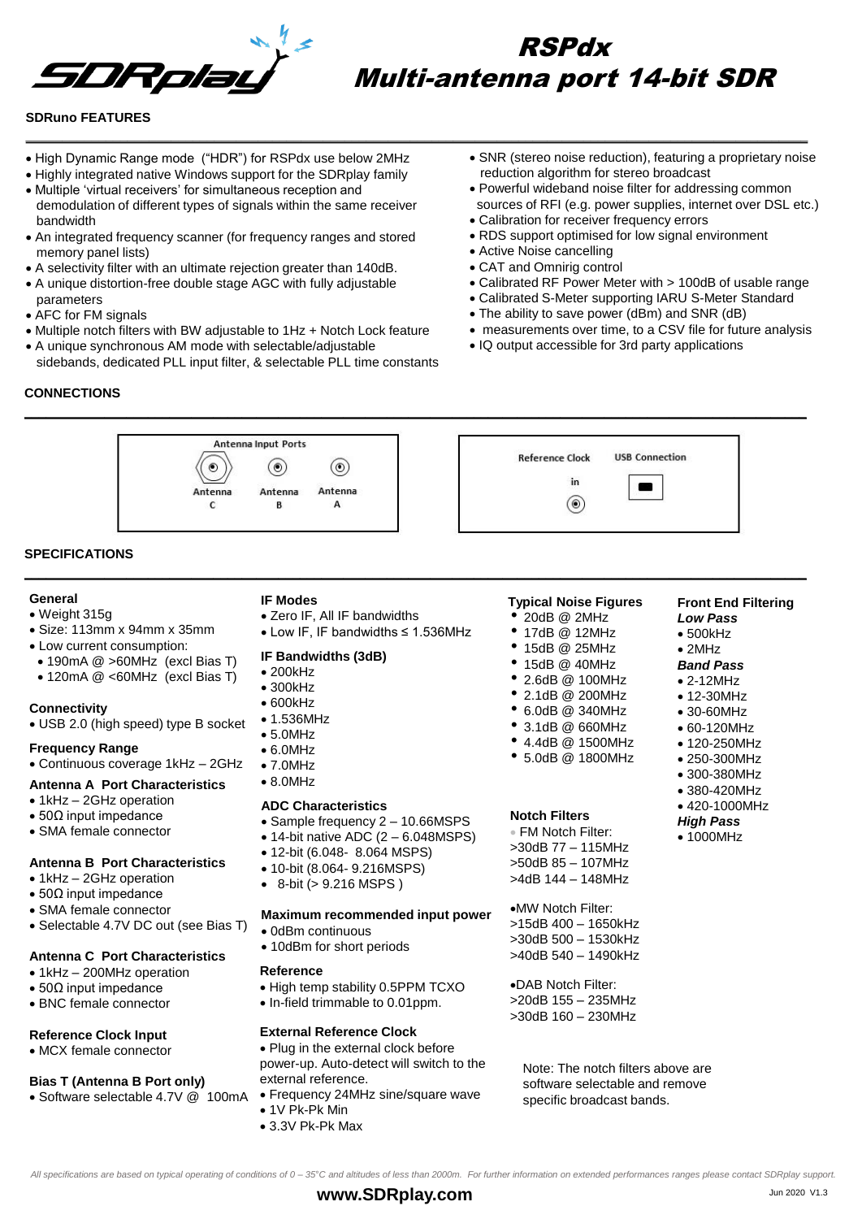# RSPdx
# Multi-antenna port 14-bit SDR

## SDRuno FEATURES

- High Dynamic Range mode ("HDR") for RSPdx use below 2MHz
- Highly integrated native Windows support for the SDRplay family
- Multiple 'virtual receivers' for simultaneous reception and demodulation of different types of signals within the same receiver bandwidth
- An integrated frequency scanner (for frequency ranges and stored memory panel lists)
- A selectivity filter with an ultimate rejection greater than 140dB.
- A unique distortion-free double stage AGC with fully adjustable parameters
- AFC for FM signals
- Multiple notch filters with BW adjustable to 1Hz + Notch Lock feature
- A unique synchronous AM mode with selectable/adjustable sidebands, dedicated PLL input filter, & selectable PLL time constants
- SNR (stereo noise reduction), featuring a proprietary noise reduction algorithm for stereo broadcast
- Powerful wideband noise filter for addressing common sources of RFI (e.g. power supplies, internet over DSL etc.)
- Calibration for receiver frequency errors
- RDS support optimised for low signal environment
- Active Noise cancelling
- CAT and Omnirig control
- Calibrated RF Power Meter with > 100dB of usable range
- Calibrated S-Meter supporting IARU S-Meter Standard
- The ability to save power (dBm) and SNR (dB)
- measurements over time, to a CSV file for future analysis
- IQ output accessible for 3rd party applications

## CONNECTIONS

Antenna Input Ports

Antenna C

Antenna B

Antenna A

Reference Clock in

USB Connection

## SPECIFICATIONS

### General
- Weight 315g
- Size: 113mm x 94mm x 35mm
- Low current consumption:
  - 190mA @ >60MHz (excl Bias T)
  - 120mA @ <60MHz (excl Bias T)

### Connectivity
- USB 2.0 (high speed) type B socket

### Frequency Range
- Continuous coverage 1kHz – 2GHz

### Antenna A Port Characteristics
- 1kHz – 2GHz operation
- 50Ω input impedance
- SMA female connector

### Antenna B Port Characteristics
- 1kHz – 2GHz operation
- 50Ω input impedance
- SMA female connector
- Selectable 4.7V DC out (see Bias T)

### Antenna C Port Characteristics
- 1kHz – 200MHz operation
- 50Ω input impedance
- BNC female connector

### Reference Clock Input
- MCX female connector

### Bias T (Antenna B Port only)
- Software selectable 4.7V @ 100mA

### IF Modes
- Zero IF, All IF bandwidths
- Low IF, IF bandwidths ≤ 1.536MHz

### IF Bandwidths (3dB)
- 200kHz
- 300kHz
- 600kHz
- 1.536MHz
- 5.0MHz
- 6.0MHz
- 7.0MHz
- 8.0MHz

### ADC Characteristics
- Sample frequency 2 – 10.66MSPS
- 14-bit native ADC (2 – 6.048MSPS)
- 12-bit (6.048- 8.064 MSPS)
- 10-bit (8.064- 9.216MSPS)
- 8-bit (> 9.216 MSPS )

### Maximum recommended input power
- 0dBm continuous
- 10dBm for short periods

### Reference
- High temp stability 0.5PPM TCXO
- In-field trimmable to 0.01ppm.

### External Reference Clock
- Plug in the external clock before power-up. Auto-detect will switch to the external reference.
- Frequency 24MHz sine/square wave
- 1V Pk-Pk Min
- 3.3V Pk-Pk Max

### Typical Noise Figures
- 20dB @ 2MHz
- 17dB @ 12MHz
- 15dB @ 25MHz
- 15dB @ 40MHz
- 2.6dB @ 100MHz
- 2.1dB @ 200MHz
- 6.0dB @ 340MHz
- 3.1dB @ 660MHz
- 4.4dB @ 1500MHz
- 5.0dB @ 1800MHz

### Notch Filters
- FM Notch Filter:
  >30dB 77 – 115MHz
  >50dB 85 – 107MHz
  >4dB 144 – 148MHz
- MW Notch Filter:
  >15dB 400 – 1650kHz
  >30dB 500 – 1530kHz
  >40dB 540 – 1490kHz
- DAB Notch Filter:
  >20dB 155 – 235MHz
  >30dB 160 – 230MHz

Note: The notch filters above are software selectable and remove specific broadcast bands.

### Front End Filtering

***Low Pass***
- 500kHz
- 2MHz

***Band Pass***
- 2-12MHz
- 12-30MHz
- 30-60MHz
- 60-120MHz
- 120-250MHz
- 250-300MHz
- 300-380MHz
- 380-420MHz
- 420-1000MHz

***High Pass***
- 1000MHz

*All specifications are based on typical operating of conditions of 0 – 35°C and altitudes of less than 2000m. For further information on extended performances ranges please contact SDRplay support.*

**www.SDRplay.com**

Jun 2020 V1.3